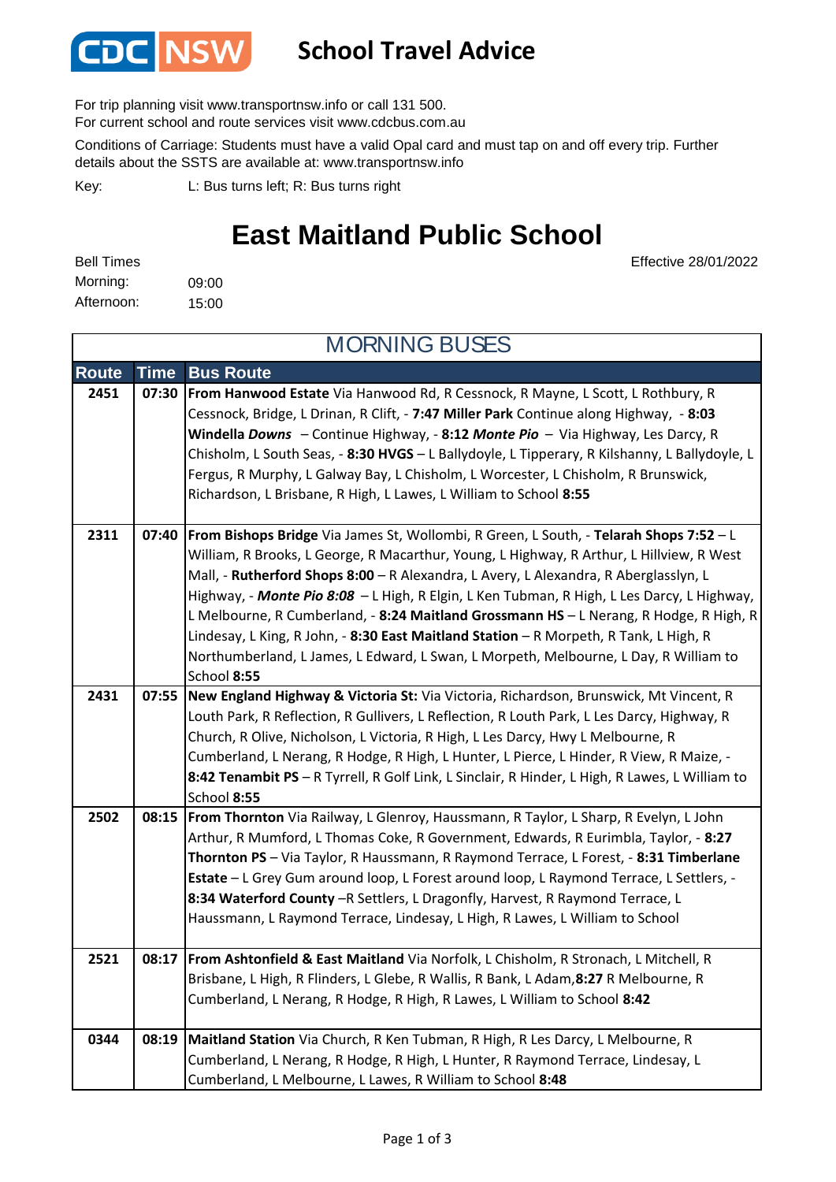# CDC NSW School Travel Advice

For trip planning visit www.transportnsw.info or call 131 500.
For current school and route services visit www.cdcbus.com.au

Conditions of Carriage: Students must have a valid Opal card and must tap on and off every trip. Further details about the SSTS are available at: www.transportnsw.info

Key: L: Bus turns left; R: Bus turns right

# East Maitland Public School

Effective 28/01/2022

Bell Times
Morning: 09:00
Afternoon: 15:00

## MORNING BUSES

| Route | Time | Bus Route |
|---|---|---|
| 2451 | 07:30 | **From Hanwood Estate** Via Hanwood Rd, R Cessnock, R Mayne, L Scott, L Rothbury, R Cessnock, Bridge, L Drinan, R Clift, - **7:47 Miller Park** Continue along Highway, - **8:03 Windella *Downs*** – Continue Highway, - **8:12 *Monte Pio*** – Via Highway, Les Darcy, R Chisholm, L South Seas, - **8:30 HVGS** – L Ballydoyle, L Tipperary, R Kilshanny, L Ballydoyle, L Fergus, R Murphy, L Galway Bay, L Chisholm, L Worcester, L Chisholm, R Brunswick, Richardson, L Brisbane, R High, L Lawes, L William to School **8:55** |
| 2311 | 07:40 | **From Bishops Bridge** Via James St, Wollombi, R Green, L South, - **Telarah Shops 7:52** – L William, R Brooks, L George, R Macarthur, Young, L Highway, R Arthur, L Hillview, R West Mall, - **Rutherford Shops 8:00** – R Alexandra, L Avery, L Alexandra, R Aberglasslyn, L Highway, - ***Monte Pio 8:08*** – L High, R Elgin, L Ken Tubman, R High, L Les Darcy, L Highway, L Melbourne, R Cumberland, - **8:24 Maitland Grossmann HS** – L Nerang, R Hodge, R High, R Lindesay, L King, R John, - **8:30 East Maitland Station** – R Morpeth, R Tank, L High, R Northumberland, L James, L Edward, L Swan, L Morpeth, Melbourne, L Day, R William to School **8:55** |
| 2431 | 07:55 | **New England Highway & Victoria St:** Via Victoria, Richardson, Brunswick, Mt Vincent, R Louth Park, R Reflection, R Gullivers, L Reflection, R Louth Park, L Les Darcy, Highway, R Church, R Olive, Nicholson, L Victoria, R High, L Les Darcy, Hwy L Melbourne, R Cumberland, L Nerang, R Hodge, R High, L Hunter, L Pierce, L Hinder, R View, R Maize, - **8:42 Tenambit PS** – R Tyrrell, R Golf Link, L Sinclair, R Hinder, L High, R Lawes, L William to School **8:55** |
| 2502 | 08:15 | **From Thornton** Via Railway, L Glenroy, Haussmann, R Taylor, L Sharp, R Evelyn, L John Arthur, R Mumford, L Thomas Coke, R Government, Edwards, R Eurimbla, Taylor, - **8:27 Thornton PS** – Via Taylor, R Haussmann, R Raymond Terrace, L Forest, - **8:31 Timberlane Estate** – L Grey Gum around loop, L Forest around loop, L Raymond Terrace, L Settlers, - **8:34 Waterford County** –R Settlers, L Dragonfly, Harvest, R Raymond Terrace, L Haussmann, L Raymond Terrace, Lindesay, L High, R Lawes, L William to School |
| 2521 | 08:17 | **From Ashtonfield & East Maitland** Via Norfolk, L Chisholm, R Stronach, L Mitchell, R Brisbane, L High, R Flinders, L Glebe, R Wallis, R Bank, L Adam,**8:27** R Melbourne, R Cumberland, L Nerang, R Hodge, R High, R Lawes, L William to School **8:42** |
| 0344 | 08:19 | **Maitland Station** Via Church, R Ken Tubman, R High, R Les Darcy, L Melbourne, R Cumberland, L Nerang, R Hodge, R High, L Hunter, R Raymond Terrace, Lindesay, L Cumberland, L Melbourne, L Lawes, R William to School **8:48** |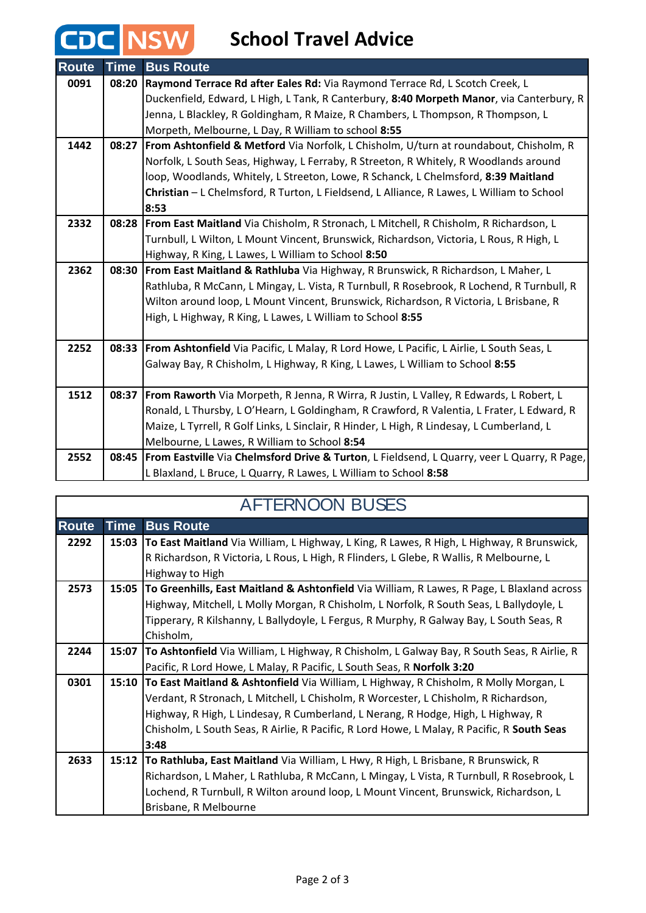# CDC NSW School Travel Advice

| Route | Time | Bus Route |
| --- | --- | --- |
| 0091 | 08:20 | **Raymond Terrace Rd after Eales Rd:** Via Raymond Terrace Rd, L Scotch Creek, L Duckenfield, Edward, L High, L Tank, R Canterbury, **8:40 Morpeth Manor**, via Canterbury, R Jenna, L Blackley, R Goldingham, R Maize, R Chambers, L Thompson, R Thompson, L Morpeth, Melbourne, L Day, R William to school **8:55** |
| 1442 | 08:27 | **From Ashtonfield & Metford** Via Norfolk, L Chisholm, U/turn at roundabout, Chisholm, R Norfolk, L South Seas, Highway, L Ferraby, R Streeton, R Whitely, R Woodlands around loop, Woodlands, Whitely, L Streeton, Lowe, R Schanck, L Chelmsford, **8:39 Maitland Christian** – L Chelmsford, R Turton, L Fieldsend, L Alliance, R Lawes, L William to School **8:53** |
| 2332 | 08:28 | **From East Maitland** Via Chisholm, R Stronach, L Mitchell, R Chisholm, R Richardson, L Turnbull, L Wilton, L Mount Vincent, Brunswick, Richardson, Victoria, L Rous, R High, L Highway, R King, L Lawes, L William to School **8:50** |
| 2362 | 08:30 | **From East Maitland & Rathluba** Via Highway, R Brunswick, R Richardson, L Maher, L Rathluba, R McCann, L Mingay, L. Vista, R Turnbull, R Rosebrook, R Lochend, R Turnbull, R Wilton around loop, L Mount Vincent, Brunswick, Richardson, R Victoria, L Brisbane, R High, L Highway, R King, L Lawes, L William to School **8:55** |
| 2252 | 08:33 | **From Ashtonfield** Via Pacific, L Malay, R Lord Howe, L Pacific, L Airlie, L South Seas, L Galway Bay, R Chisholm, L Highway, R King, L Lawes, L William to School **8:55** |
| 1512 | 08:37 | **From Raworth** Via Morpeth, R Jenna, R Wirra, R Justin, L Valley, R Edwards, L Robert, L Ronald, L Thursby, L O'Hearn, L Goldingham, R Crawford, R Valentia, L Frater, L Edward, R Maize, L Tyrrell, R Golf Links, L Sinclair, R Hinder, L High, R Lindesay, L Cumberland, L Melbourne, L Lawes, R William to School **8:54** |
| 2552 | 08:45 | **From Eastville** Via **Chelmsford Drive & Turton**, L Fieldsend, L Quarry, veer L Quarry, R Page, L Blaxland, L Bruce, L Quarry, R Lawes, L William to School **8:58** |

## AFTERNOON BUSES

| Route | Time | Bus Route |
| --- | --- | --- |
| 2292 | 15:03 | **To East Maitland** Via William, L Highway, L King, R Lawes, R High, L Highway, R Brunswick, R Richardson, R Victoria, L Rous, L High, R Flinders, L Glebe, R Wallis, R Melbourne, L Highway to High |
| 2573 | 15:05 | **To Greenhills, East Maitland & Ashtonfield** Via William, R Lawes, R Page, L Blaxland across Highway, Mitchell, L Molly Morgan, R Chisholm, L Norfolk, R South Seas, L Ballydoyle, L Tipperary, R Kilshanny, L Ballydoyle, L Fergus, R Murphy, R Galway Bay, L South Seas, R Chisholm, |
| 2244 | 15:07 | **To Ashtonfield** Via William, L Highway, R Chisholm, L Galway Bay, R South Seas, R Airlie, R Pacific, R Lord Howe, L Malay, R Pacific, L South Seas, R **Norfolk 3:20** |
| 0301 | 15:10 | **To East Maitland & Ashtonfield** Via William, L Highway, R Chisholm, R Molly Morgan, L Verdant, R Stronach, L Mitchell, L Chisholm, R Worcester, L Chisholm, R Richardson, Highway, R High, L Lindesay, R Cumberland, L Nerang, R Hodge, High, L Highway, R Chisholm, L South Seas, R Airlie, R Pacific, R Lord Howe, L Malay, R Pacific, R **South Seas 3:48** |
| 2633 | 15:12 | **To Rathluba, East Maitland** Via William, L Hwy, R High, L Brisbane, R Brunswick, R Richardson, L Maher, L Rathluba, R McCann, L Mingay, L Vista, R Turnbull, R Rosebrook, L Lochend, R Turnbull, R Wilton around loop, L Mount Vincent, Brunswick, Richardson, L Brisbane, R Melbourne |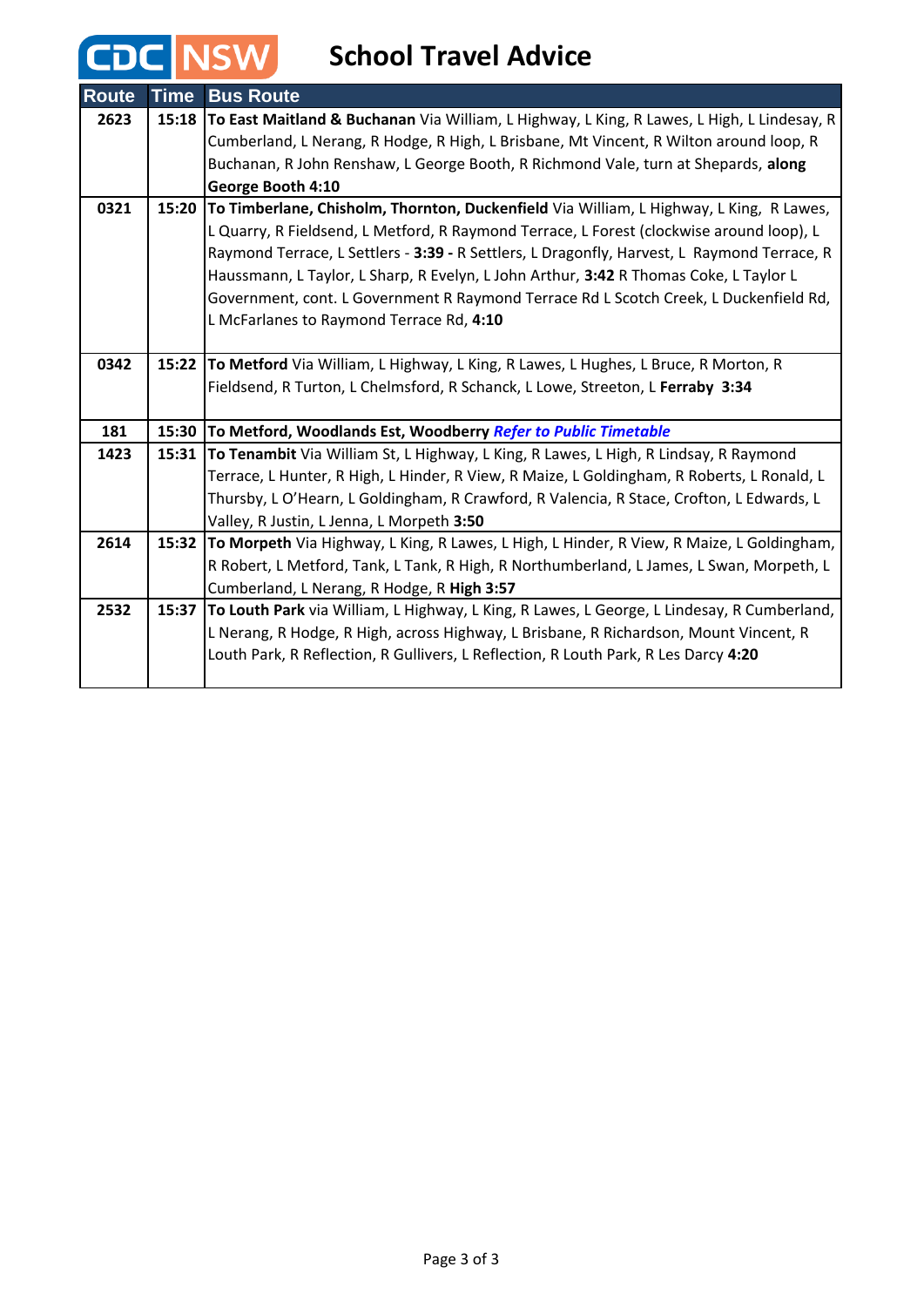# CDC NSW School Travel Advice

| Route | Time | Bus Route |
|---|---|---|
| **2623** | **15:18** | **To East Maitland & Buchanan** Via William, L Highway, L King, R Lawes, L High, L Lindesay, R Cumberland, L Nerang, R Hodge, R High, L Brisbane, Mt Vincent, R Wilton around loop, R Buchanan, R John Renshaw, L George Booth, R Richmond Vale, turn at Shepards, **along George Booth 4:10** |
| **0321** | **15:20** | **To Timberlane, Chisholm, Thornton, Duckenfield** Via William, L Highway, L King, R Lawes, L Quarry, R Fieldsend, L Metford, R Raymond Terrace, L Forest (clockwise around loop), L Raymond Terrace, L Settlers - **3:39 -** R Settlers, L Dragonfly, Harvest, L Raymond Terrace, R Haussmann, L Taylor, L Sharp, R Evelyn, L John Arthur, **3:42** R Thomas Coke, L Taylor L Government, cont. L Government R Raymond Terrace Rd L Scotch Creek, L Duckenfield Rd, L McFarlanes to Raymond Terrace Rd, **4:10** |
| **0342** | **15:22** | **To Metford** Via William, L Highway, L King, R Lawes, L Hughes, L Bruce, R Morton, R Fieldsend, R Turton, L Chelmsford, R Schanck, L Lowe, Streeton, L **Ferraby 3:34** |
| **181** | **15:30** | **To Metford, Woodlands Est, Woodberry** ***Refer to Public Timetable*** |
| **1423** | **15:31** | **To Tenambit** Via William St, L Highway, L King, R Lawes, L High, R Lindsay, R Raymond Terrace, L Hunter, R High, L Hinder, R View, R Maize, L Goldingham, R Roberts, L Ronald, L Thursby, L O'Hearn, L Goldingham, R Crawford, R Valencia, R Stace, Crofton, L Edwards, L Valley, R Justin, L Jenna, L Morpeth **3:50** |
| **2614** | **15:32** | **To Morpeth** Via Highway, L King, R Lawes, L High, L Hinder, R View, R Maize, L Goldingham, R Robert, L Metford, Tank, L Tank, R High, R Northumberland, L James, L Swan, Morpeth, L Cumberland, L Nerang, R Hodge, R **High 3:57** |
| **2532** | **15:37** | **To Louth Park** via William, L Highway, L King, R Lawes, L George, L Lindesay, R Cumberland, L Nerang, R Hodge, R High, across Highway, L Brisbane, R Richardson, Mount Vincent, R Louth Park, R Reflection, R Gullivers, L Reflection, R Louth Park, R Les Darcy **4:20** |